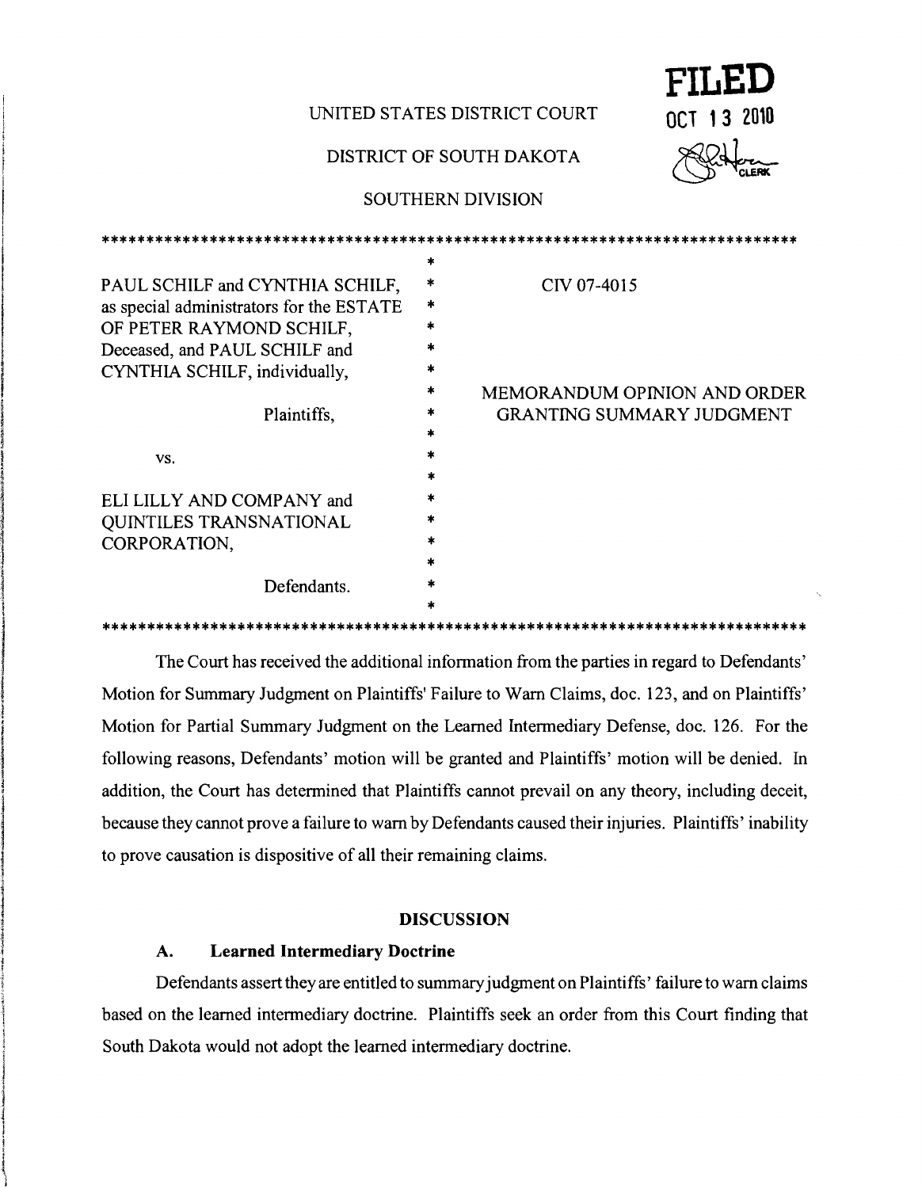**FILED**

**OCT 13 2010**

CLERK

UNITED STATES DISTRICT COURT

DISTRICT OF SOUTH DAKOTA

SOUTHERN DIVISION

******************************************************************************

| | | |
|---|---|---|
| PAUL SCHILF and CYNTHIA SCHILF, as special administrators for the ESTATE OF PETER RAYMOND SCHILF, Deceased, and PAUL SCHILF and CYNTHIA SCHILF, individually, | * | CIV 07-4015 |
| Plaintiffs, | * | MEMORANDUM OPINION AND ORDER GRANTING SUMMARY JUDGMENT |
| vs. | * | |
| ELI LILLY AND COMPANY and QUINTILES TRANSNATIONAL CORPORATION, | * | |
| Defendants. | * | |

******************************************************************************

The Court has received the additional information from the parties in regard to Defendants' Motion for Summary Judgment on Plaintiffs' Failure to Warn Claims, doc. 123, and on Plaintiffs' Motion for Partial Summary Judgment on the Learned Intermediary Defense, doc. 126. For the following reasons, Defendants' motion will be granted and Plaintiffs' motion will be denied. In addition, the Court has determined that Plaintiffs cannot prevail on any theory, including deceit, because they cannot prove a failure to warn by Defendants caused their injuries. Plaintiffs' inability to prove causation is dispositive of all their remaining claims.

## DISCUSSION

### A. Learned Intermediary Doctrine

Defendants assert they are entitled to summary judgment on Plaintiffs' failure to warn claims based on the learned intermediary doctrine. Plaintiffs seek an order from this Court finding that South Dakota would not adopt the learned intermediary doctrine.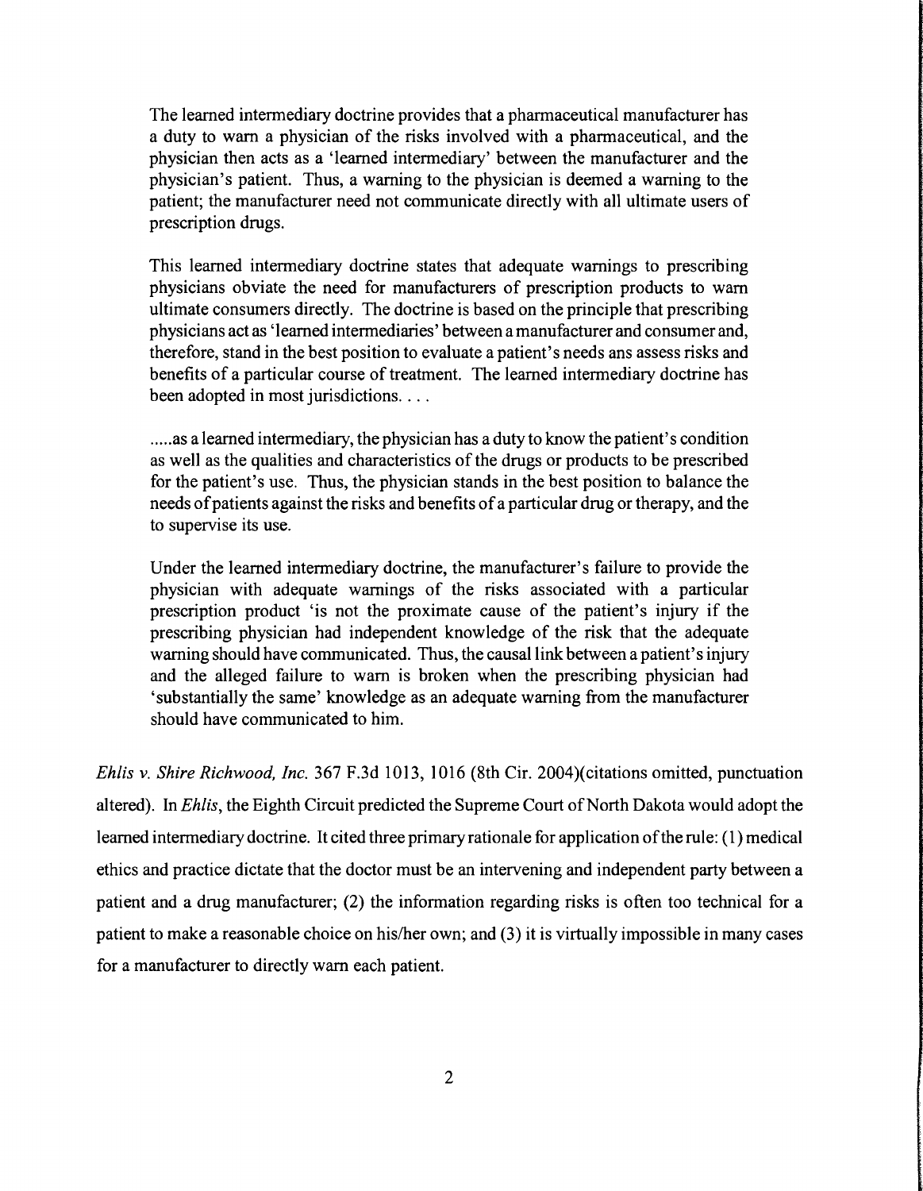> The learned intermediary doctrine provides that a pharmaceutical manufacturer has a duty to warn a physician of the risks involved with a pharmaceutical, and the physician then acts as a 'learned intermediary' between the manufacturer and the physician's patient. Thus, a warning to the physician is deemed a warning to the patient; the manufacturer need not communicate directly with all ultimate users of prescription drugs.
>
> This learned intermediary doctrine states that adequate warnings to prescribing physicians obviate the need for manufacturers of prescription products to warn ultimate consumers directly. The doctrine is based on the principle that prescribing physicians act as 'learned intermediaries' between a manufacturer and consumer and, therefore, stand in the best position to evaluate a patient's needs ans assess risks and benefits of a particular course of treatment. The learned intermediary doctrine has been adopted in most jurisdictions. . . .
>
> .....as a learned intermediary, the physician has a duty to know the patient's condition as well as the qualities and characteristics of the drugs or products to be prescribed for the patient's use. Thus, the physician stands in the best position to balance the needs of patients against the risks and benefits of a particular drug or therapy, and the to supervise its use.
>
> Under the learned intermediary doctrine, the manufacturer's failure to provide the physician with adequate warnings of the risks associated with a particular prescription product 'is not the proximate cause of the patient's injury if the prescribing physician had independent knowledge of the risk that the adequate warning should have communicated. Thus, the causal link between a patient's injury and the alleged failure to warn is broken when the prescribing physician had 'substantially the same' knowledge as an adequate warning from the manufacturer should have communicated to him.

*Ehlis v. Shire Richwood, Inc.* 367 F.3d 1013, 1016 (8th Cir. 2004)(citations omitted, punctuation altered). In *Ehlis*, the Eighth Circuit predicted the Supreme Court of North Dakota would adopt the learned intermediary doctrine. It cited three primary rationale for application of the rule: (1) medical ethics and practice dictate that the doctor must be an intervening and independent party between a patient and a drug manufacturer; (2) the information regarding risks is often too technical for a patient to make a reasonable choice on his/her own; and (3) it is virtually impossible in many cases for a manufacturer to directly warn each patient.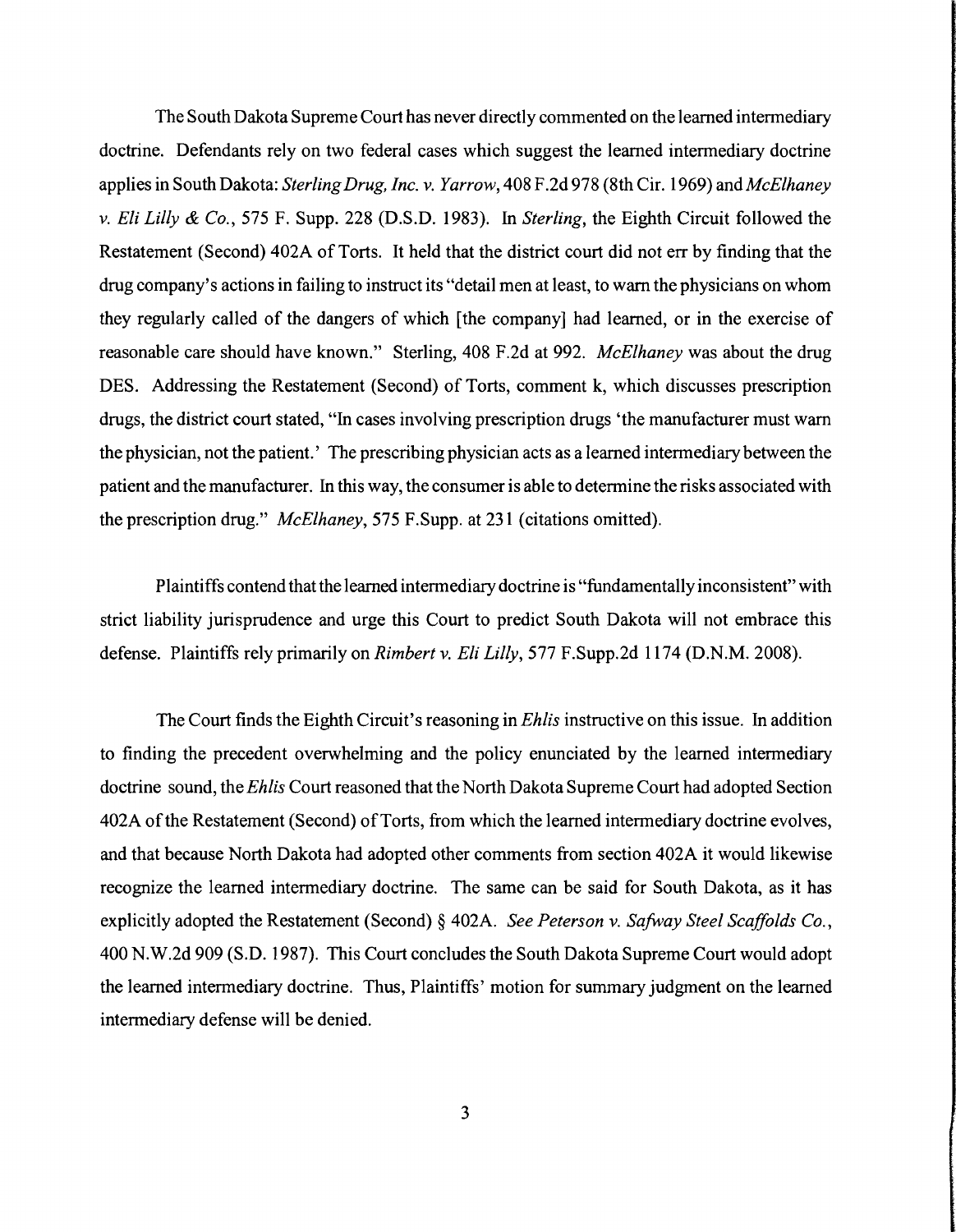The South Dakota Supreme Court has never directly commented on the learned intermediary doctrine. Defendants rely on two federal cases which suggest the learned intermediary doctrine applies in South Dakota: *Sterling Drug, Inc. v. Yarrow*, 408 F.2d 978 (8th Cir. 1969) and *McElhaney v. Eli Lilly & Co.*, 575 F. Supp. 228 (D.S.D. 1983). In *Sterling*, the Eighth Circuit followed the Restatement (Second) 402A of Torts. It held that the district court did not err by finding that the drug company's actions in failing to instruct its "detail men at least, to warn the physicians on whom they regularly called of the dangers of which [the company] had learned, or in the exercise of reasonable care should have known." Sterling, 408 F.2d at 992. *McElhaney* was about the drug DES. Addressing the Restatement (Second) of Torts, comment k, which discusses prescription drugs, the district court stated, "In cases involving prescription drugs 'the manufacturer must warn the physician, not the patient.' The prescribing physician acts as a learned intermediary between the patient and the manufacturer. In this way, the consumer is able to determine the risks associated with the prescription drug." *McElhaney*, 575 F.Supp. at 231 (citations omitted).

Plaintiffs contend that the learned intermediary doctrine is "fundamentally inconsistent" with strict liability jurisprudence and urge this Court to predict South Dakota will not embrace this defense. Plaintiffs rely primarily on *Rimbert v. Eli Lilly*, 577 F.Supp.2d 1174 (D.N.M. 2008).

The Court finds the Eighth Circuit's reasoning in *Ehlis* instructive on this issue. In addition to finding the precedent overwhelming and the policy enunciated by the learned intermediary doctrine sound, the *Ehlis* Court reasoned that the North Dakota Supreme Court had adopted Section 402A of the Restatement (Second) of Torts, from which the learned intermediary doctrine evolves, and that because North Dakota had adopted other comments from section 402A it would likewise recognize the learned intermediary doctrine. The same can be said for South Dakota, as it has explicitly adopted the Restatement (Second) § 402A. *See Peterson v. Safway Steel Scaffolds Co.*, 400 N.W.2d 909 (S.D. 1987). This Court concludes the South Dakota Supreme Court would adopt the learned intermediary doctrine. Thus, Plaintiffs' motion for summary judgment on the learned intermediary defense will be denied.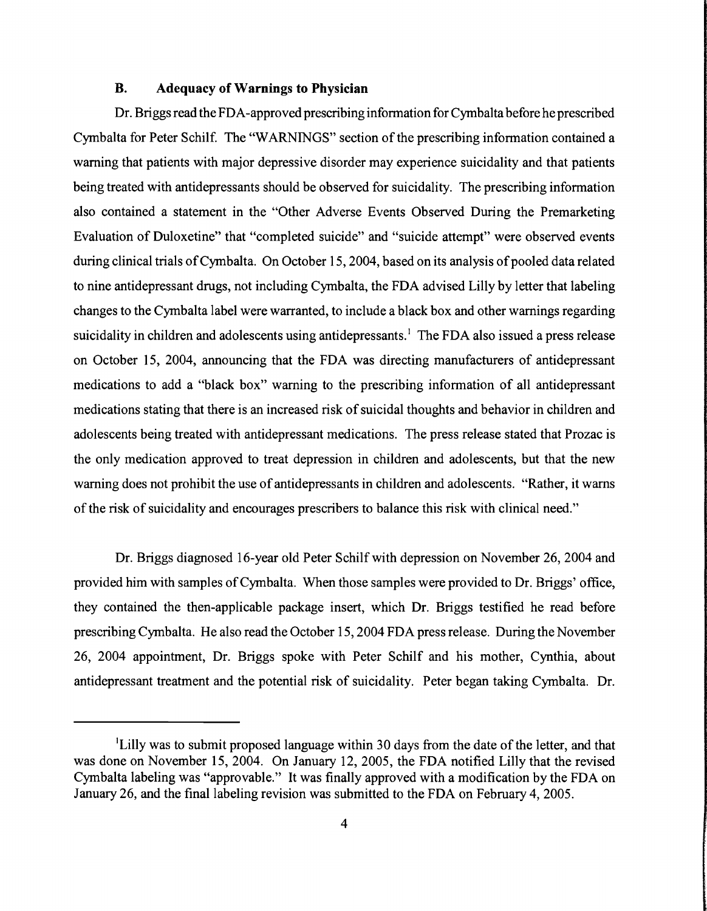### B. Adequacy of Warnings to Physician

Dr. Briggs read the FDA-approved prescribing information for Cymbalta before he prescribed Cymbalta for Peter Schilf. The "WARNINGS" section of the prescribing information contained a warning that patients with major depressive disorder may experience suicidality and that patients being treated with antidepressants should be observed for suicidality. The prescribing information also contained a statement in the "Other Adverse Events Observed During the Premarketing Evaluation of Duloxetine" that "completed suicide" and "suicide attempt" were observed events during clinical trials of Cymbalta. On October 15, 2004, based on its analysis of pooled data related to nine antidepressant drugs, not including Cymbalta, the FDA advised Lilly by letter that labeling changes to the Cymbalta label were warranted, to include a black box and other warnings regarding suicidality in children and adolescents using antidepressants.[1] The FDA also issued a press release on October 15, 2004, announcing that the FDA was directing manufacturers of antidepressant medications to add a "black box" warning to the prescribing information of all antidepressant medications stating that there is an increased risk of suicidal thoughts and behavior in children and adolescents being treated with antidepressant medications. The press release stated that Prozac is the only medication approved to treat depression in children and adolescents, but that the new warning does not prohibit the use of antidepressants in children and adolescents. "Rather, it warns of the risk of suicidality and encourages prescribers to balance this risk with clinical need."

Dr. Briggs diagnosed 16-year old Peter Schilf with depression on November 26, 2004 and provided him with samples of Cymbalta. When those samples were provided to Dr. Briggs' office, they contained the then-applicable package insert, which Dr. Briggs testified he read before prescribing Cymbalta. He also read the October 15, 2004 FDA press release. During the November 26, 2004 appointment, Dr. Briggs spoke with Peter Schilf and his mother, Cynthia, about antidepressant treatment and the potential risk of suicidality. Peter began taking Cymbalta. Dr.

---

[1]Lilly was to submit proposed language within 30 days from the date of the letter, and that was done on November 15, 2004. On January 12, 2005, the FDA notified Lilly that the revised Cymbalta labeling was "approvable." It was finally approved with a modification by the FDA on January 26, and the final labeling revision was submitted to the FDA on February 4, 2005.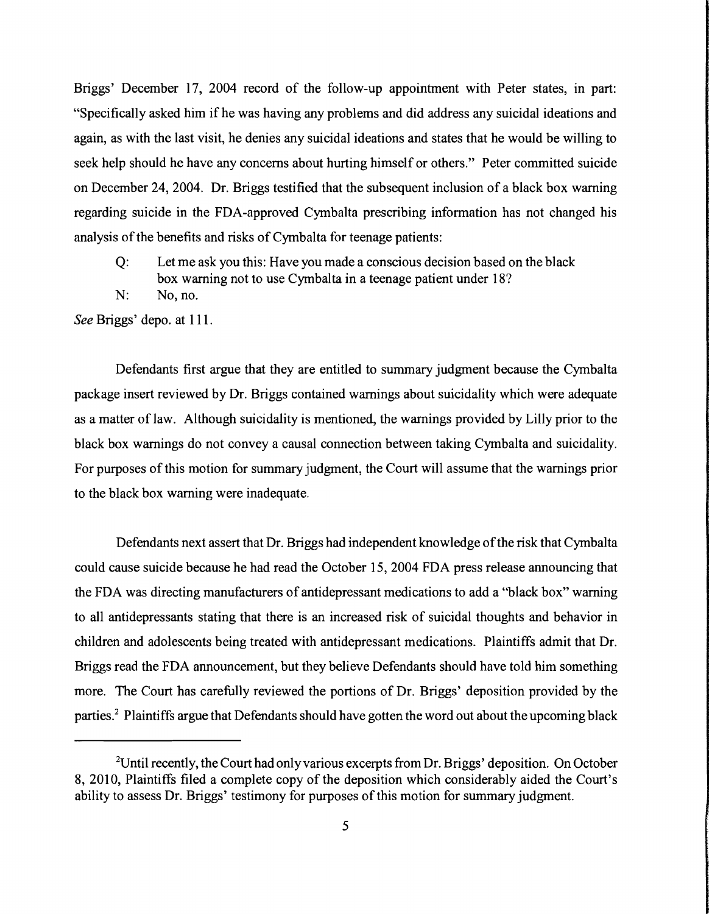Briggs' December 17, 2004 record of the follow-up appointment with Peter states, in part: "Specifically asked him if he was having any problems and did address any suicidal ideations and again, as with the last visit, he denies any suicidal ideations and states that he would be willing to seek help should he have any concerns about hurting himself or others." Peter committed suicide on December 24, 2004. Dr. Briggs testified that the subsequent inclusion of a black box warning regarding suicide in the FDA-approved Cymbalta prescribing information has not changed his analysis of the benefits and risks of Cymbalta for teenage patients:

> Q: Let me ask you this: Have you made a conscious decision based on the black box warning not to use Cymbalta in a teenage patient under 18?
>
> N: No, no.

*See* Briggs' depo. at 111.

Defendants first argue that they are entitled to summary judgment because the Cymbalta package insert reviewed by Dr. Briggs contained warnings about suicidality which were adequate as a matter of law. Although suicidality is mentioned, the warnings provided by Lilly prior to the black box warnings do not convey a causal connection between taking Cymbalta and suicidality. For purposes of this motion for summary judgment, the Court will assume that the warnings prior to the black box warning were inadequate.

Defendants next assert that Dr. Briggs had independent knowledge of the risk that Cymbalta could cause suicide because he had read the October 15, 2004 FDA press release announcing that the FDA was directing manufacturers of antidepressant medications to add a "black box" warning to all antidepressants stating that there is an increased risk of suicidal thoughts and behavior in children and adolescents being treated with antidepressant medications. Plaintiffs admit that Dr. Briggs read the FDA announcement, but they believe Defendants should have told him something more. The Court has carefully reviewed the portions of Dr. Briggs' deposition provided by the parties.[2] Plaintiffs argue that Defendants should have gotten the word out about the upcoming black

---

[2] Until recently, the Court had only various excerpts from Dr. Briggs' deposition. On October 8, 2010, Plaintiffs filed a complete copy of the deposition which considerably aided the Court's ability to assess Dr. Briggs' testimony for purposes of this motion for summary judgment.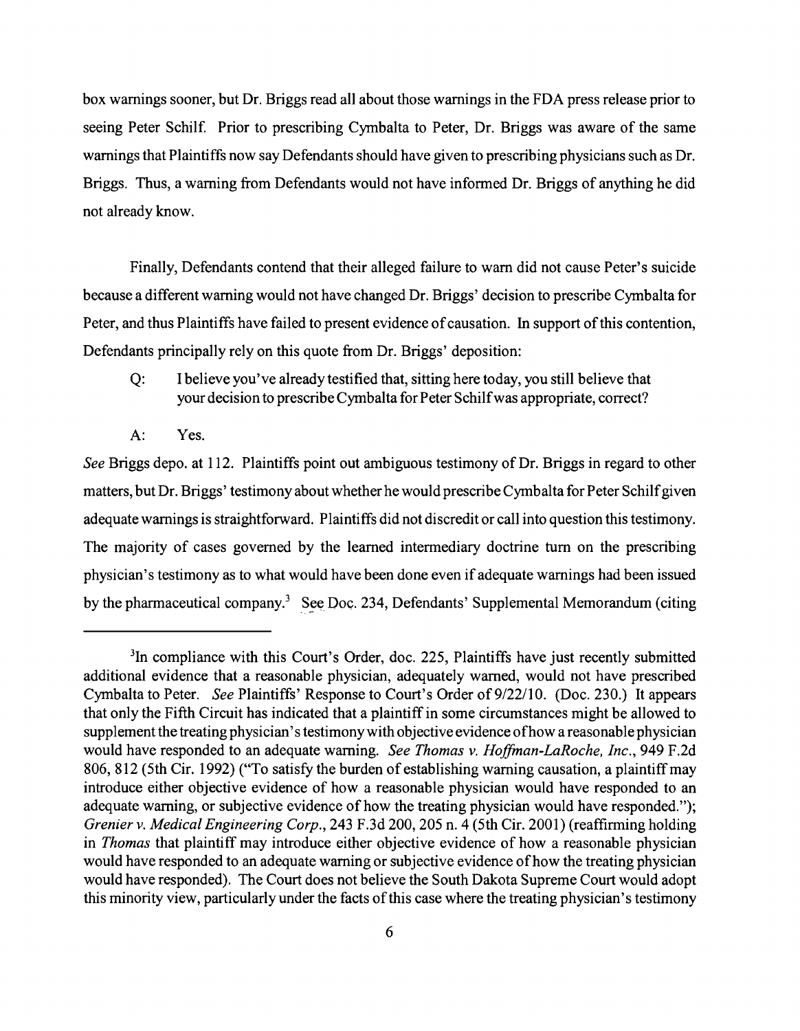box warnings sooner, but Dr. Briggs read all about those warnings in the FDA press release prior to seeing Peter Schilf. Prior to prescribing Cymbalta to Peter, Dr. Briggs was aware of the same warnings that Plaintiffs now say Defendants should have given to prescribing physicians such as Dr. Briggs. Thus, a warning from Defendants would not have informed Dr. Briggs of anything he did not already know.

Finally, Defendants contend that their alleged failure to warn did not cause Peter's suicide because a different warning would not have changed Dr. Briggs' decision to prescribe Cymbalta for Peter, and thus Plaintiffs have failed to present evidence of causation. In support of this contention, Defendants principally rely on this quote from Dr. Briggs' deposition:

> Q: I believe you've already testified that, sitting here today, you still believe that your decision to prescribe Cymbalta for Peter Schilf was appropriate, correct?
>
> A: Yes.

*See* Briggs depo. at 112. Plaintiffs point out ambiguous testimony of Dr. Briggs in regard to other matters, but Dr. Briggs' testimony about whether he would prescribe Cymbalta for Peter Schilf given adequate warnings is straightforward. Plaintiffs did not discredit or call into question this testimony. The majority of cases governed by the learned intermediary doctrine turn on the prescribing physician's testimony as to what would have been done even if adequate warnings had been issued by the pharmaceutical company.[3] See Doc. 234, Defendants' Supplemental Memorandum (citing

---

[3] In compliance with this Court's Order, doc. 225, Plaintiffs have just recently submitted additional evidence that a reasonable physician, adequately warned, would not have prescribed Cymbalta to Peter. *See* Plaintiffs' Response to Court's Order of 9/22/10. (Doc. 230.) It appears that only the Fifth Circuit has indicated that a plaintiff in some circumstances might be allowed to supplement the treating physician's testimony with objective evidence of how a reasonable physician would have responded to an adequate warning. *See Thomas v. Hoffman-LaRoche, Inc.*, 949 F.2d 806, 812 (5th Cir. 1992) ("To satisfy the burden of establishing warning causation, a plaintiff may introduce either objective evidence of how a reasonable physician would have responded to an adequate warning, or subjective evidence of how the treating physician would have responded."); *Grenier v. Medical Engineering Corp.*, 243 F.3d 200, 205 n. 4 (5th Cir. 2001) (reaffirming holding in *Thomas* that plaintiff may introduce either objective evidence of how a reasonable physician would have responded to an adequate warning or subjective evidence of how the treating physician would have responded). The Court does not believe the South Dakota Supreme Court would adopt this minority view, particularly under the facts of this case where the treating physician's testimony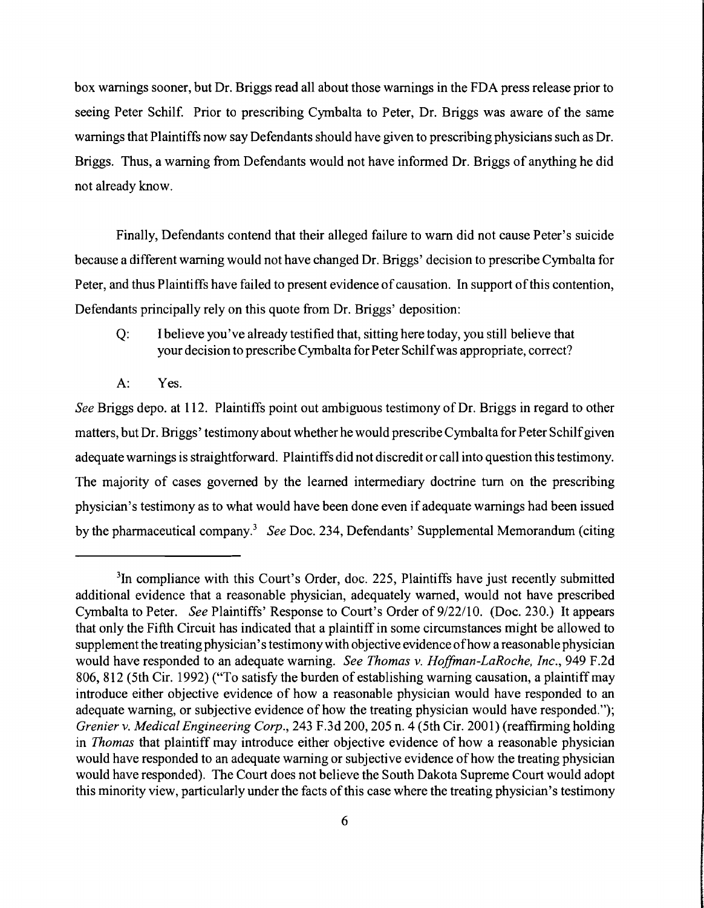box warnings sooner, but Dr. Briggs read all about those warnings in the FDA press release prior to seeing Peter Schilf. Prior to prescribing Cymbalta to Peter, Dr. Briggs was aware of the same warnings that Plaintiffs now say Defendants should have given to prescribing physicians such as Dr. Briggs. Thus, a warning from Defendants would not have informed Dr. Briggs of anything he did not already know.

Finally, Defendants contend that their alleged failure to warn did not cause Peter's suicide because a different warning would not have changed Dr. Briggs' decision to prescribe Cymbalta for Peter, and thus Plaintiffs have failed to present evidence of causation. In support of this contention, Defendants principally rely on this quote from Dr. Briggs' deposition:

> Q: I believe you've already testified that, sitting here today, you still believe that your decision to prescribe Cymbalta for Peter Schilf was appropriate, correct?
>
> A: Yes.

*See* Briggs depo. at 112. Plaintiffs point out ambiguous testimony of Dr. Briggs in regard to other matters, but Dr. Briggs' testimony about whether he would prescribe Cymbalta for Peter Schilf given adequate warnings is straightforward. Plaintiffs did not discredit or call into question this testimony. The majority of cases governed by the learned intermediary doctrine turn on the prescribing physician's testimony as to what would have been done even if adequate warnings had been issued by the pharmaceutical company.[3] *See* Doc. 234, Defendants' Supplemental Memorandum (citing

[3]In compliance with this Court's Order, doc. 225, Plaintiffs have just recently submitted additional evidence that a reasonable physician, adequately warned, would not have prescribed Cymbalta to Peter. *See* Plaintiffs' Response to Court's Order of 9/22/10. (Doc. 230.) It appears that only the Fifth Circuit has indicated that a plaintiff in some circumstances might be allowed to supplement the treating physician's testimony with objective evidence of how a reasonable physician would have responded to an adequate warning. *See Thomas v. Hoffman-LaRoche, Inc.*, 949 F.2d 806, 812 (5th Cir. 1992) ("To satisfy the burden of establishing warning causation, a plaintiff may introduce either objective evidence of how a reasonable physician would have responded to an adequate warning, or subjective evidence of how the treating physician would have responded."); *Grenier v. Medical Engineering Corp.*, 243 F.3d 200, 205 n. 4 (5th Cir. 2001) (reaffirming holding in *Thomas* that plaintiff may introduce either objective evidence of how a reasonable physician would have responded to an adequate warning or subjective evidence of how the treating physician would have responded). The Court does not believe the South Dakota Supreme Court would adopt this minority view, particularly under the facts of this case where the treating physician's testimony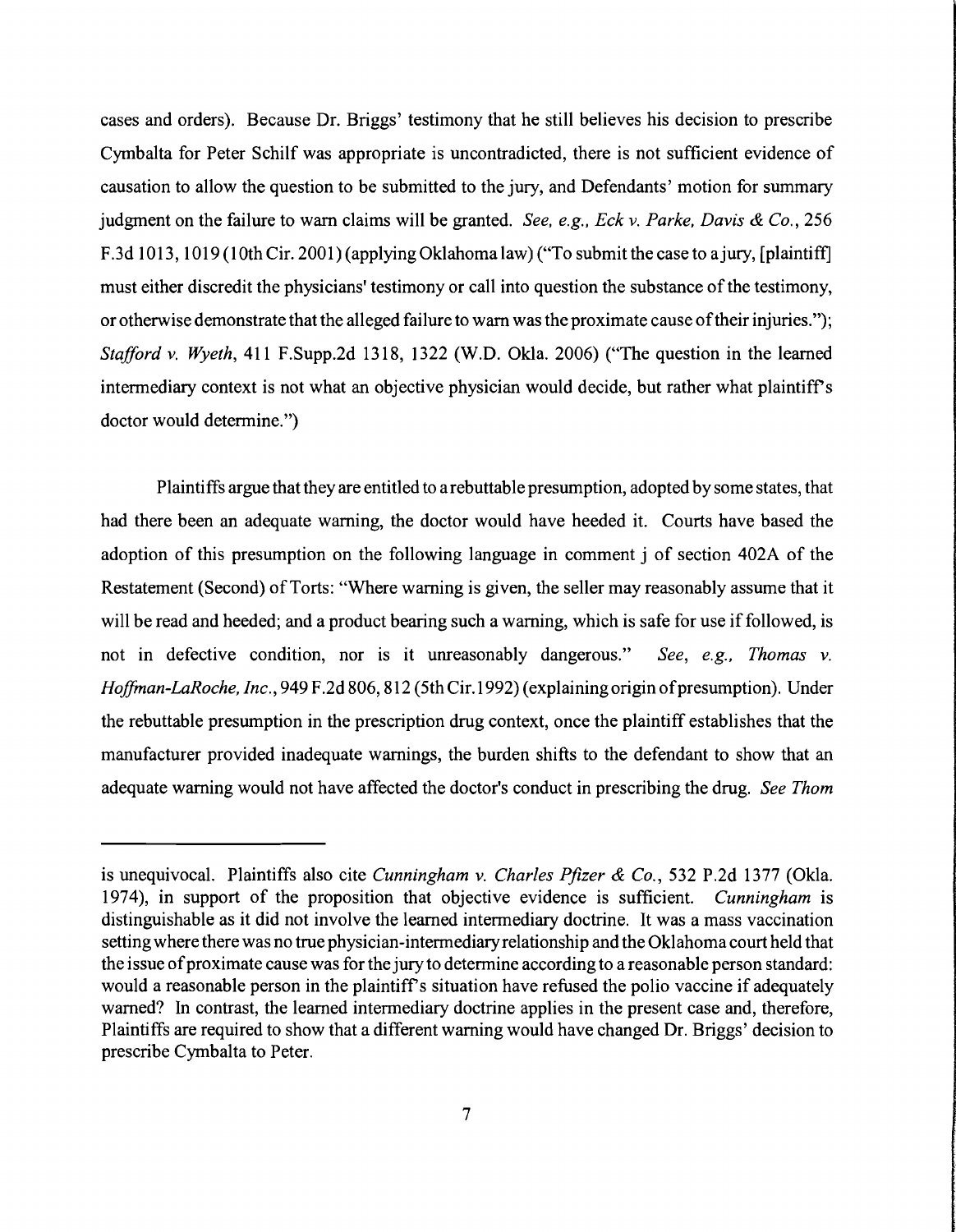cases and orders). Because Dr. Briggs' testimony that he still believes his decision to prescribe Cymbalta for Peter Schilf was appropriate is uncontradicted, there is not sufficient evidence of causation to allow the question to be submitted to the jury, and Defendants' motion for summary judgment on the failure to warn claims will be granted. *See, e.g., Eck v. Parke, Davis & Co.*, 256 F.3d 1013, 1019 (10th Cir. 2001) (applying Oklahoma law) ("To submit the case to a jury, [plaintiff] must either discredit the physicians' testimony or call into question the substance of the testimony, or otherwise demonstrate that the alleged failure to warn was the proximate cause of their injuries."); *Stafford v. Wyeth*, 411 F.Supp.2d 1318, 1322 (W.D. Okla. 2006) ("The question in the learned intermediary context is not what an objective physician would decide, but rather what plaintiff's doctor would determine.")

Plaintiffs argue that they are entitled to a rebuttable presumption, adopted by some states, that had there been an adequate warning, the doctor would have heeded it. Courts have based the adoption of this presumption on the following language in comment j of section 402A of the Restatement (Second) of Torts: "Where warning is given, the seller may reasonably assume that it will be read and heeded; and a product bearing such a warning, which is safe for use if followed, is not in defective condition, nor is it unreasonably dangerous." *See, e.g., Thomas v. Hoffman-LaRoche, Inc.*, 949 F.2d 806, 812 (5th Cir. 1992) (explaining origin of presumption). Under the rebuttable presumption in the prescription drug context, once the plaintiff establishes that the manufacturer provided inadequate warnings, the burden shifts to the defendant to show that an adequate warning would not have affected the doctor's conduct in prescribing the drug. *See Thom*

---

is unequivocal. Plaintiffs also cite *Cunningham v. Charles Pfizer & Co.*, 532 P.2d 1377 (Okla. 1974), in support of the proposition that objective evidence is sufficient. *Cunningham* is distinguishable as it did not involve the learned intermediary doctrine. It was a mass vaccination setting where there was no true physician-intermediary relationship and the Oklahoma court held that the issue of proximate cause was for the jury to determine according to a reasonable person standard: would a reasonable person in the plaintiff's situation have refused the polio vaccine if adequately warned? In contrast, the learned intermediary doctrine applies in the present case and, therefore, Plaintiffs are required to show that a different warning would have changed Dr. Briggs' decision to prescribe Cymbalta to Peter.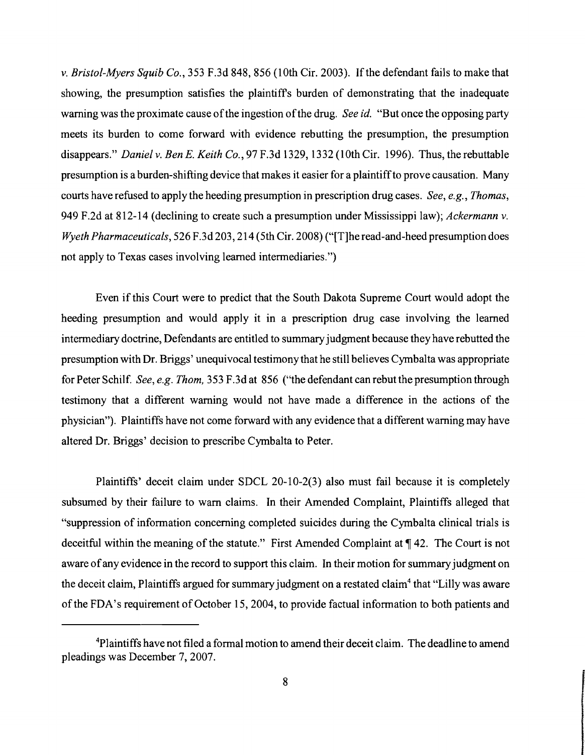*v. Bristol-Myers Squib Co.*, 353 F.3d 848, 856 (10th Cir. 2003). If the defendant fails to make that showing, the presumption satisfies the plaintiff's burden of demonstrating that the inadequate warning was the proximate cause of the ingestion of the drug. *See id.* "But once the opposing party meets its burden to come forward with evidence rebutting the presumption, the presumption disappears." *Daniel v. Ben E. Keith Co.*, 97 F.3d 1329, 1332 (10th Cir. 1996). Thus, the rebuttable presumption is a burden-shifting device that makes it easier for a plaintiff to prove causation. Many courts have refused to apply the heeding presumption in prescription drug cases. *See, e.g., Thomas*, 949 F.2d at 812-14 (declining to create such a presumption under Mississippi law); *Ackermann v. Wyeth Pharmaceuticals*, 526 F.3d 203, 214 (5th Cir. 2008) ("[T]he read-and-heed presumption does not apply to Texas cases involving learned intermediaries.")

Even if this Court were to predict that the South Dakota Supreme Court would adopt the heeding presumption and would apply it in a prescription drug case involving the learned intermediary doctrine, Defendants are entitled to summary judgment because they have rebutted the presumption with Dr. Briggs' unequivocal testimony that he still believes Cymbalta was appropriate for Peter Schilf. *See, e.g. Thom*, 353 F.3d at 856 ("the defendant can rebut the presumption through testimony that a different warning would not have made a difference in the actions of the physician"). Plaintiffs have not come forward with any evidence that a different warning may have altered Dr. Briggs' decision to prescribe Cymbalta to Peter.

Plaintiffs' deceit claim under SDCL 20-10-2(3) also must fail because it is completely subsumed by their failure to warn claims. In their Amended Complaint, Plaintiffs alleged that "suppression of information concerning completed suicides during the Cymbalta clinical trials is deceitful within the meaning of the statute." First Amended Complaint at ¶ 42. The Court is not aware of any evidence in the record to support this claim. In their motion for summary judgment on the deceit claim, Plaintiffs argued for summary judgment on a restated claim[4] that "Lilly was aware of the FDA's requirement of October 15, 2004, to provide factual information to both patients and

---

[4]Plaintiffs have not filed a formal motion to amend their deceit claim. The deadline to amend pleadings was December 7, 2007.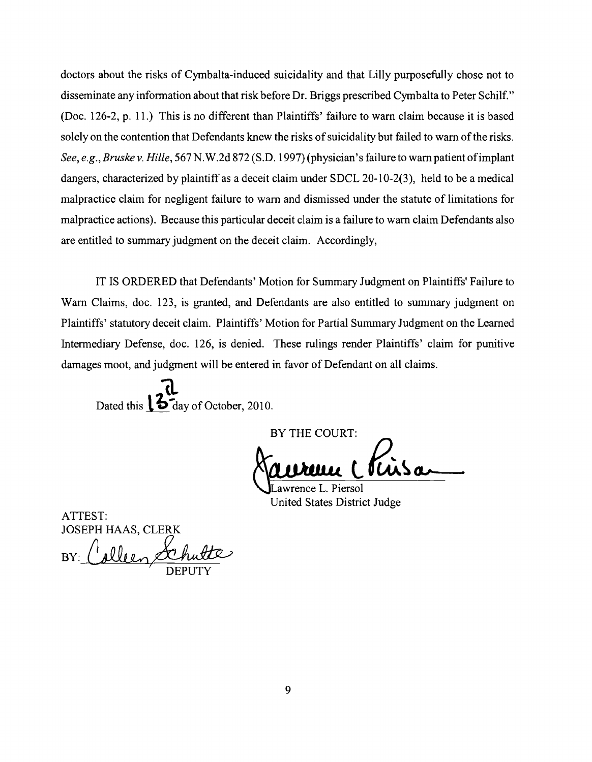doctors about the risks of Cymbalta-induced suicidality and that Lilly purposefully chose not to disseminate any information about that risk before Dr. Briggs prescribed Cymbalta to Peter Schilf." (Doc. 126-2, p. 11.) This is no different than Plaintiffs' failure to warn claim because it is based solely on the contention that Defendants knew the risks of suicidality but failed to warn of the risks. *See, e.g., Bruske v. Hille*, 567 N.W.2d 872 (S.D. 1997) (physician's failure to warn patient of implant dangers, characterized by plaintiff as a deceit claim under SDCL 20-10-2(3), held to be a medical malpractice claim for negligent failure to warn and dismissed under the statute of limitations for malpractice actions). Because this particular deceit claim is a failure to warn claim Defendants also are entitled to summary judgment on the deceit claim. Accordingly,

IT IS ORDERED that Defendants' Motion for Summary Judgment on Plaintiffs' Failure to Warn Claims, doc. 123, is granted, and Defendants are also entitled to summary judgment on Plaintiffs' statutory deceit claim. Plaintiffs' Motion for Partial Summary Judgment on the Learned Intermediary Defense, doc. 126, is denied. These rulings render Plaintiffs' claim for punitive damages moot, and judgment will be entered in favor of Defendant on all claims.

Dated this 13th day of October, 2010.

BY THE COURT:

Lawrence L. Piersol
United States District Judge

ATTEST:
JOSEPH HAAS, CLERK

BY: Colleen Schutte
DEPUTY